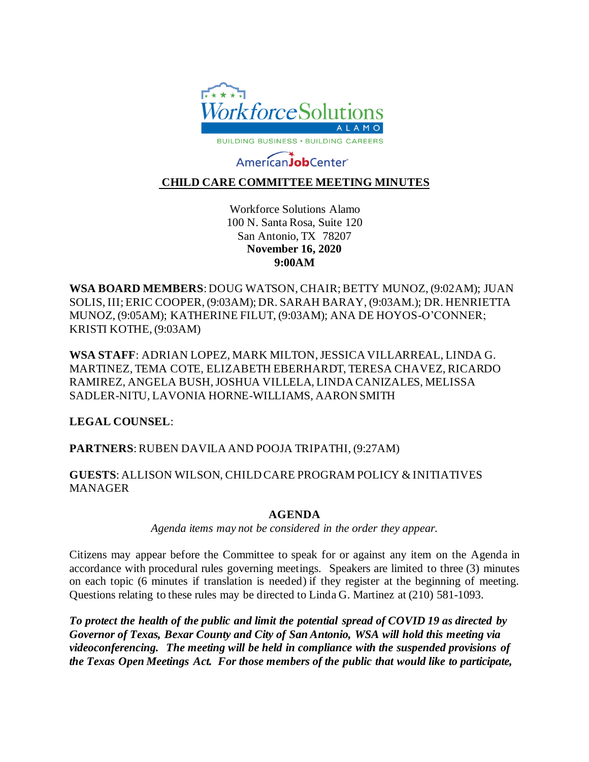Workforce Solutions ALAMO

BUILDING BUSINESS • BUILDING CAREERS

AmericanJobCenter

# CHILD CARE COMMITTEE MEETING MINUTES

Workforce Solutions Alamo
100 N. Santa Rosa, Suite 120
San Antonio, TX 78207
**November 16, 2020**
**9:00AM**

**WSA BOARD MEMBERS**: DOUG WATSON, CHAIR; BETTY MUNOZ, (9:02AM); JUAN SOLIS, III; ERIC COOPER, (9:03AM); DR. SARAH BARAY, (9:03AM.); DR. HENRIETTA MUNOZ, (9:05AM); KATHERINE FILUT, (9:03AM); ANA DE HOYOS-O'CONNER; KRISTI KOTHE, (9:03AM)

**WSA STAFF**: ADRIAN LOPEZ, MARK MILTON, JESSICA VILLARREAL, LINDA G. MARTINEZ, TEMA COTE, ELIZABETH EBERHARDT, TERESA CHAVEZ, RICARDO RAMIREZ, ANGELA BUSH, JOSHUA VILLELA, LINDA CANIZALES, MELISSA SADLER-NITU, LAVONIA HORNE-WILLIAMS, AARON SMITH

**LEGAL COUNSEL**:

**PARTNERS**: RUBEN DAVILA AND POOJA TRIPATHI, (9:27AM)

**GUESTS**: ALLISON WILSON, CHILD CARE PROGRAM POLICY & INITIATIVES MANAGER

## AGENDA

*Agenda items may not be considered in the order they appear.*

Citizens may appear before the Committee to speak for or against any item on the Agenda in accordance with procedural rules governing meetings. Speakers are limited to three (3) minutes on each topic (6 minutes if translation is needed) if they register at the beginning of meeting. Questions relating to these rules may be directed to Linda G. Martinez at (210) 581-1093.

***To protect the health of the public and limit the potential spread of COVID 19 as directed by Governor of Texas, Bexar County and City of San Antonio, WSA will hold this meeting via videoconferencing. The meeting will be held in compliance with the suspended provisions of the Texas Open Meetings Act. For those members of the public that would like to participate,***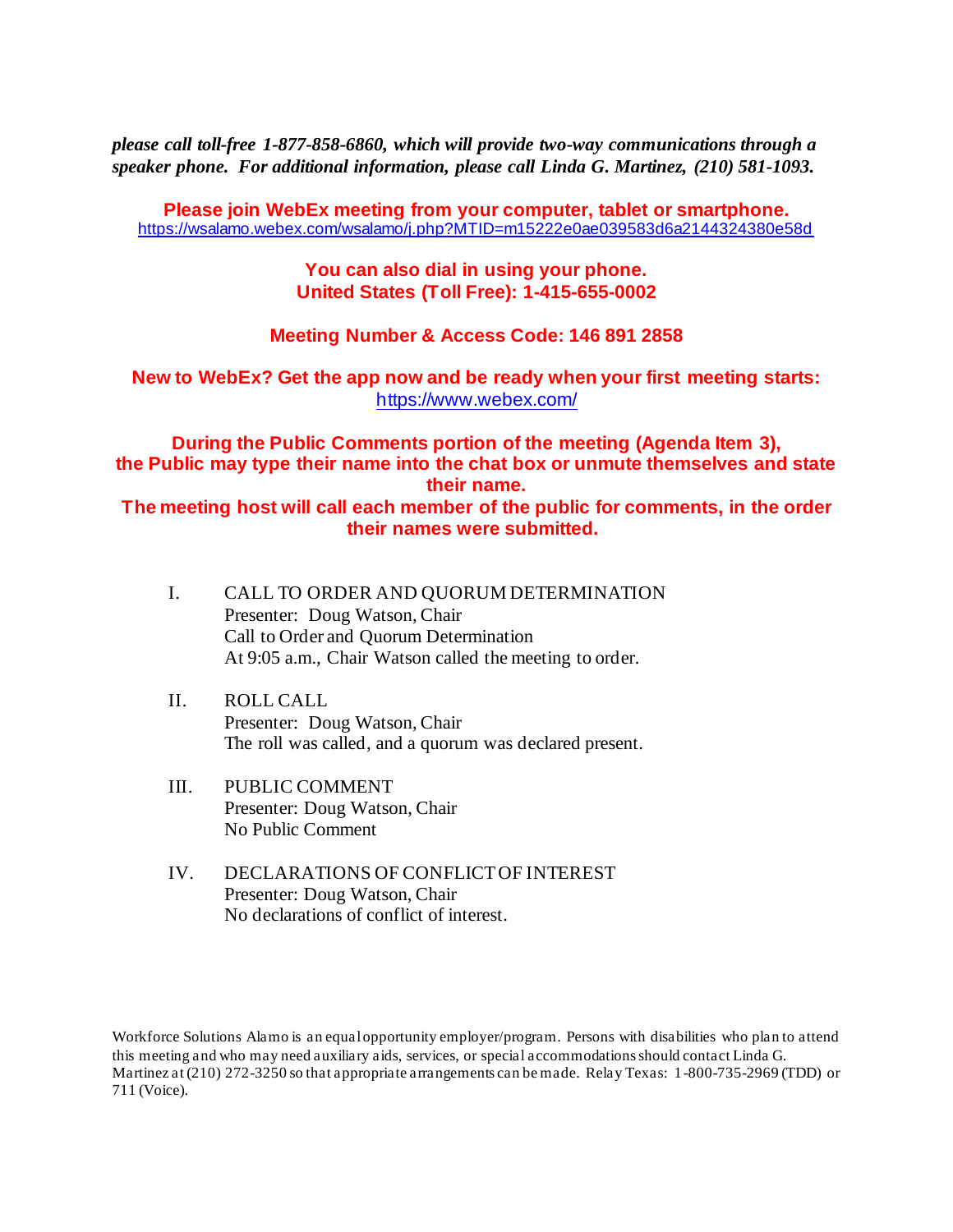***please call toll-free 1-877-858-6860, which will provide two-way communications through a speaker phone. For additional information, please call Linda G. Martinez, (210) 581-1093.***

**Please join WebEx meeting from your computer, tablet or smartphone.**
https://wsalamo.webex.com/wsalamo/j.php?MTID=m15222e0ae039583d6a2144324380e58d

**You can also dial in using your phone.**
**United States (Toll Free): 1-415-655-0002**

**Meeting Number & Access Code: 146 891 2858**

**New to WebEx? Get the app now and be ready when your first meeting starts:**
https://www.webex.com/

**During the Public Comments portion of the meeting (Agenda Item 3), the Public may type their name into the chat box or unmute themselves and state their name.**
**The meeting host will call each member of the public for comments, in the order their names were submitted.**

I. CALL TO ORDER AND QUORUM DETERMINATION
Presenter: Doug Watson, Chair
Call to Order and Quorum Determination
At 9:05 a.m., Chair Watson called the meeting to order.

II. ROLL CALL
Presenter: Doug Watson, Chair
The roll was called, and a quorum was declared present.

III. PUBLIC COMMENT
Presenter: Doug Watson, Chair
No Public Comment

IV. DECLARATIONS OF CONFLICT OF INTEREST
Presenter: Doug Watson, Chair
No declarations of conflict of interest.

Workforce Solutions Alamo is an equal opportunity employer/program. Persons with disabilities who plan to attend this meeting and who may need auxiliary aids, services, or special accommodations should contact Linda G. Martinez at (210) 272-3250 so that appropriate arrangements can be made. Relay Texas: 1-800-735-2969 (TDD) or 711 (Voice).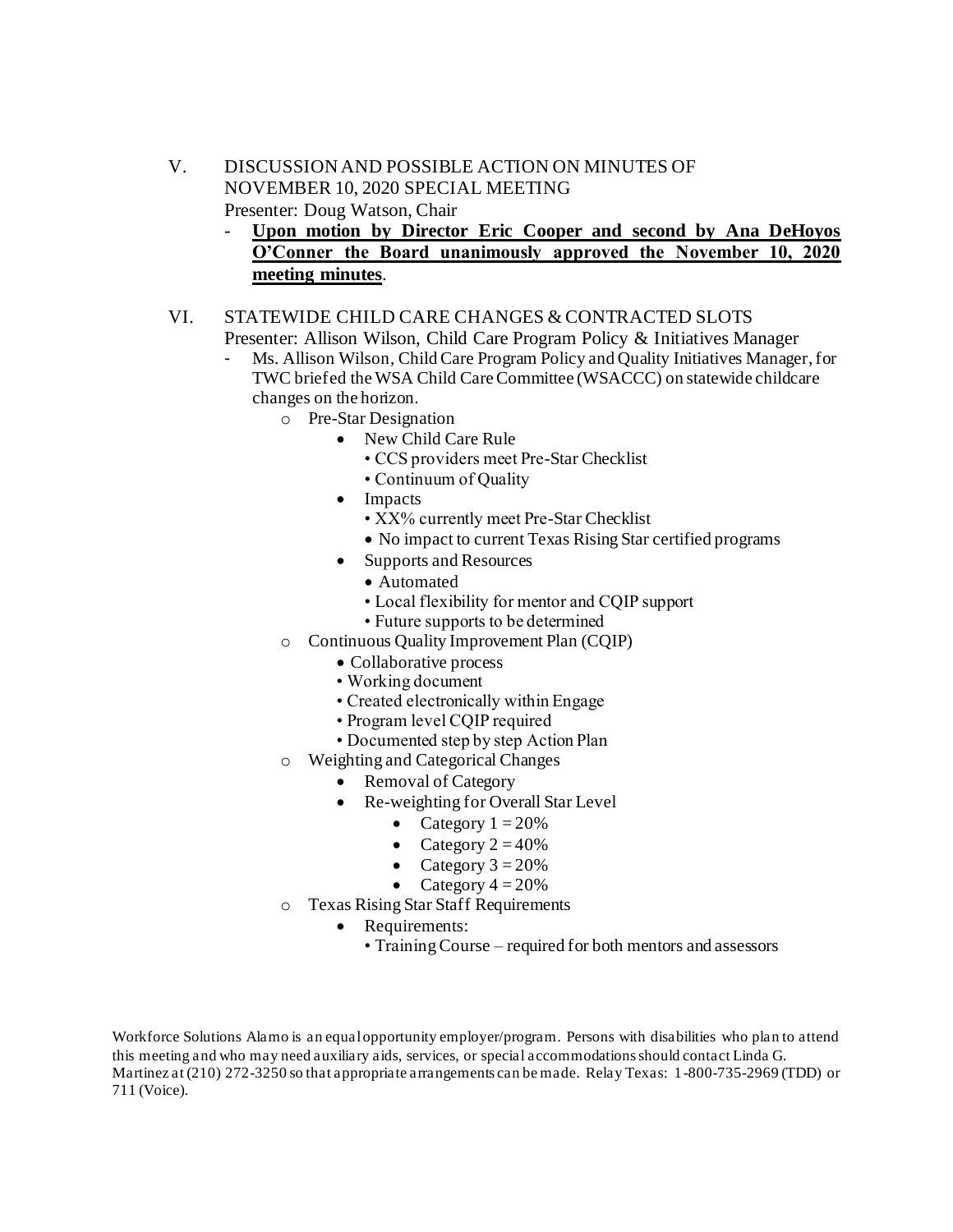V. DISCUSSION AND POSSIBLE ACTION ON MINUTES OF NOVEMBER 10, 2020 SPECIAL MEETING
Presenter: Doug Watson, Chair

- **Upon motion by Director Eric Cooper and second by Ana DeHoyos O'Conner the Board unanimously approved the November 10, 2020 meeting minutes**.

VI. STATEWIDE CHILD CARE CHANGES & CONTRACTED SLOTS
Presenter: Allison Wilson, Child Care Program Policy & Initiatives Manager

- Ms. Allison Wilson, Child Care Program Policy and Quality Initiatives Manager, for TWC briefed the WSA Child Care Committee (WSACCC) on statewide childcare changes on the horizon.
  - o Pre-Star Designation
    - New Child Care Rule
      - • CCS providers meet Pre-Star Checklist
      - • Continuum of Quality
    - Impacts
      - • XX% currently meet Pre-Star Checklist
      - No impact to current Texas Rising Star certified programs
    - Supports and Resources
      - Automated
      - • Local flexibility for mentor and CQIP support
      - • Future supports to be determined
  - o Continuous Quality Improvement Plan (CQIP)
    - Collaborative process
    - • Working document
    - • Created electronically within Engage
    - • Program level CQIP required
    - • Documented step by step Action Plan
  - o Weighting and Categorical Changes
    - Removal of Category
    - Re-weighting for Overall Star Level
      - Category 1 = 20%
      - Category 2 = 40%
      - Category 3 = 20%
      - Category 4 = 20%
  - o Texas Rising Star Staff Requirements
    - Requirements:
      - • Training Course – required for both mentors and assessors

Workforce Solutions Alamo is an equal opportunity employer/program. Persons with disabilities who plan to attend this meeting and who may need auxiliary aids, services, or special accommodations should contact Linda G. Martinez at (210) 272-3250 so that appropriate arrangements can be made. Relay Texas: 1-800-735-2969 (TDD) or 711 (Voice).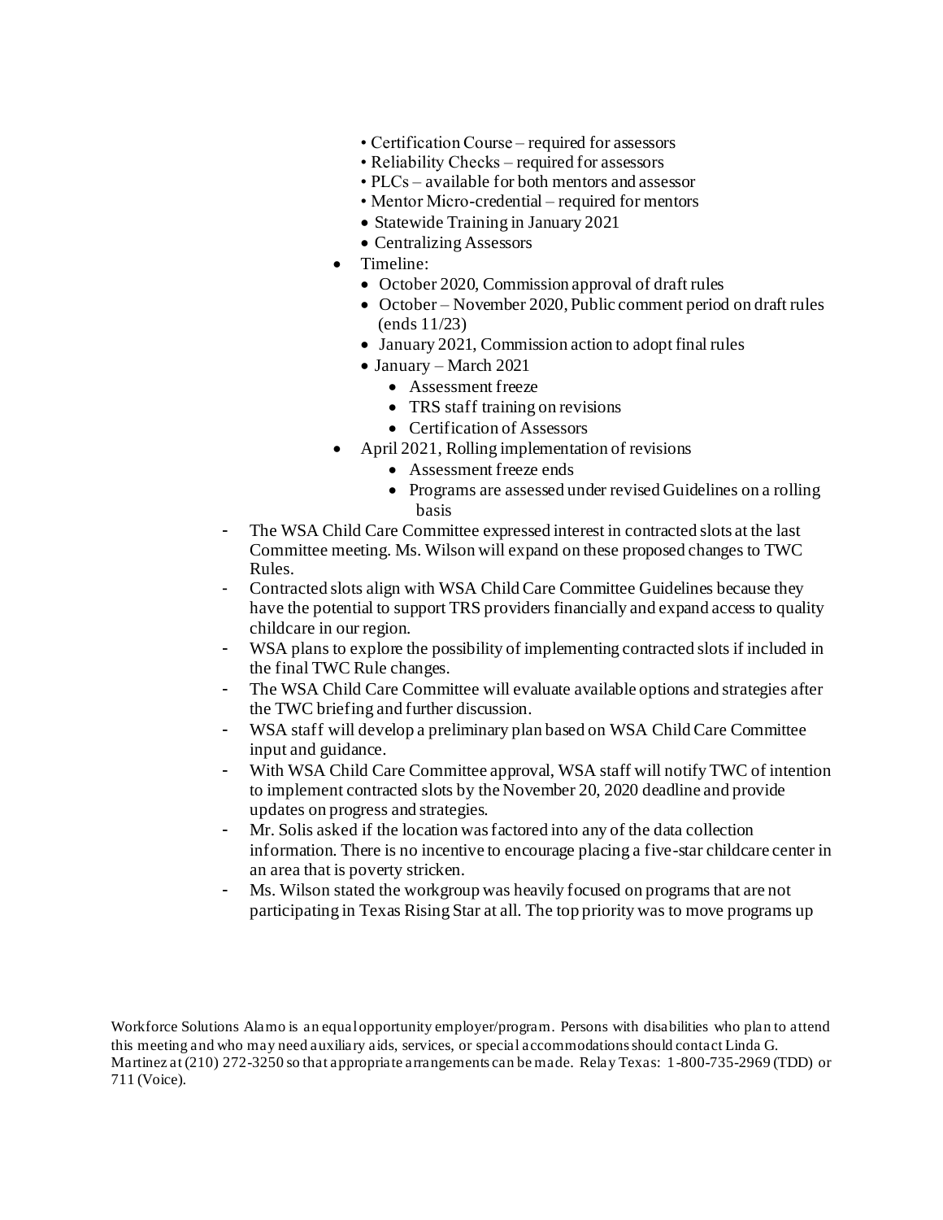- Certification Course – required for assessors
    - Reliability Checks – required for assessors
    - PLCs – available for both mentors and assessor
    - Mentor Micro-credential – required for mentors
    - Statewide Training in January 2021
    - Centralizing Assessors
  - Timeline:
    - October 2020, Commission approval of draft rules
    - October – November 2020, Public comment period on draft rules (ends 11/23)
    - January 2021, Commission action to adopt final rules
    - January – March 2021
      - Assessment freeze
      - TRS staff training on revisions
      - Certification of Assessors
  - April 2021, Rolling implementation of revisions
    - Assessment freeze ends
    - Programs are assessed under revised Guidelines on a rolling basis
- The WSA Child Care Committee expressed interest in contracted slots at the last Committee meeting. Ms. Wilson will expand on these proposed changes to TWC Rules.
- Contracted slots align with WSA Child Care Committee Guidelines because they have the potential to support TRS providers financially and expand access to quality childcare in our region.
- WSA plans to explore the possibility of implementing contracted slots if included in the final TWC Rule changes.
- The WSA Child Care Committee will evaluate available options and strategies after the TWC briefing and further discussion.
- WSA staff will develop a preliminary plan based on WSA Child Care Committee input and guidance.
- With WSA Child Care Committee approval, WSA staff will notify TWC of intention to implement contracted slots by the November 20, 2020 deadline and provide updates on progress and strategies.
- Mr. Solis asked if the location was factored into any of the data collection information. There is no incentive to encourage placing a five-star childcare center in an area that is poverty stricken.
- Ms. Wilson stated the workgroup was heavily focused on programs that are not participating in Texas Rising Star at all. The top priority was to move programs up

Workforce Solutions Alamo is an equal opportunity employer/program. Persons with disabilities who plan to attend this meeting and who may need auxiliary aids, services, or special accommodations should contact Linda G. Martinez at (210) 272-3250 so that appropriate arrangements can be made. Relay Texas: 1-800-735-2969 (TDD) or 711 (Voice).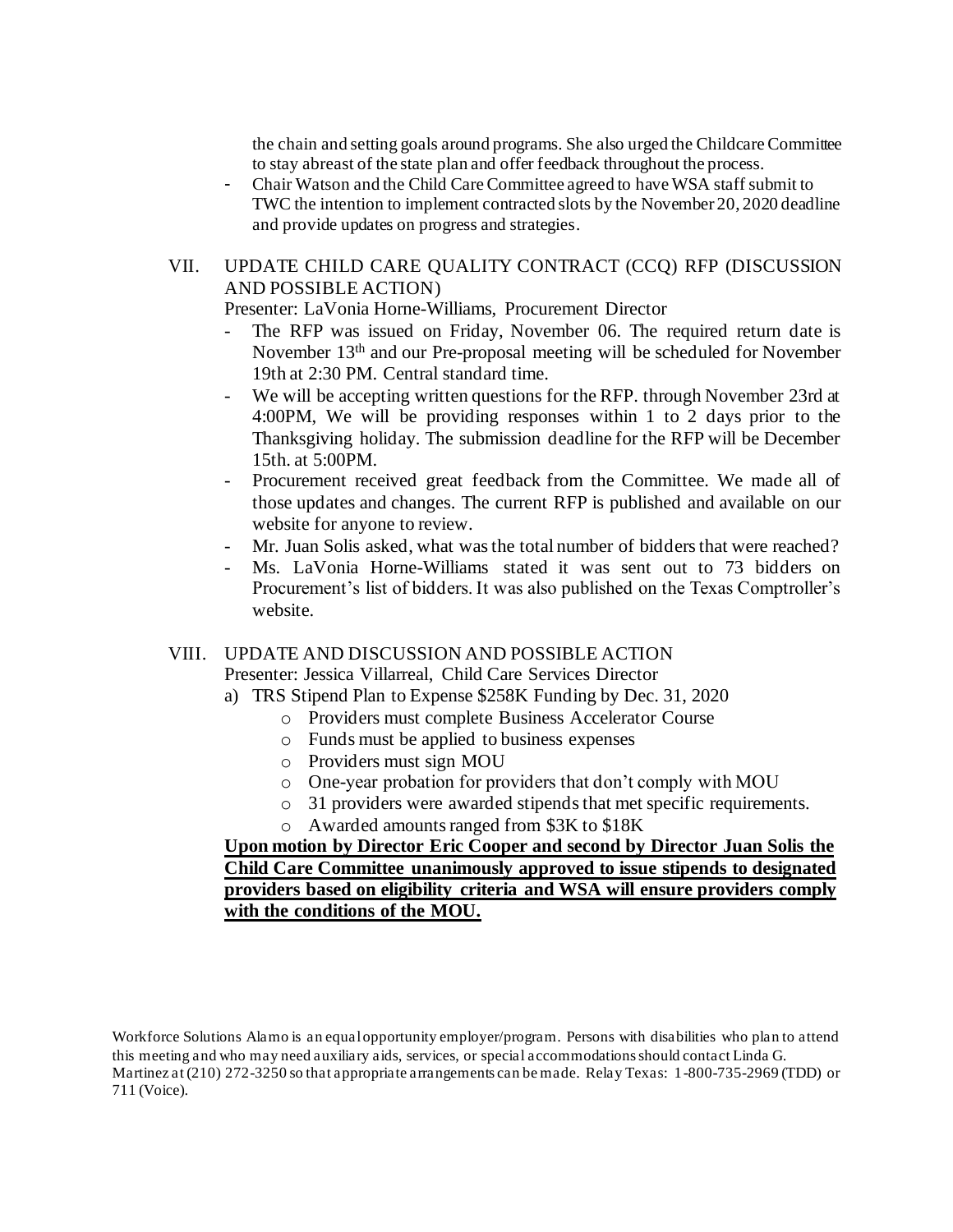the chain and setting goals around programs. She also urged the Childcare Committee to stay abreast of the state plan and offer feedback throughout the process.

- Chair Watson and the Child Care Committee agreed to have WSA staff submit to TWC the intention to implement contracted slots by the November 20, 2020 deadline and provide updates on progress and strategies.

VII. UPDATE CHILD CARE QUALITY CONTRACT (CCQ) RFP (DISCUSSION AND POSSIBLE ACTION)

Presenter: LaVonia Horne-Williams, Procurement Director

- The RFP was issued on Friday, November 06. The required return date is November 13th and our Pre-proposal meeting will be scheduled for November 19th at 2:30 PM. Central standard time.
- We will be accepting written questions for the RFP. through November 23rd at 4:00PM, We will be providing responses within 1 to 2 days prior to the Thanksgiving holiday. The submission deadline for the RFP will be December 15th. at 5:00PM.
- Procurement received great feedback from the Committee. We made all of those updates and changes. The current RFP is published and available on our website for anyone to review.
- Mr. Juan Solis asked, what was the total number of bidders that were reached?
- Ms. LaVonia Horne-Williams stated it was sent out to 73 bidders on Procurement's list of bidders. It was also published on the Texas Comptroller's website.

VIII. UPDATE AND DISCUSSION AND POSSIBLE ACTION

Presenter: Jessica Villarreal, Child Care Services Director

a) TRS Stipend Plan to Expense $258K Funding by Dec. 31, 2020
   - Providers must complete Business Accelerator Course
   - Funds must be applied to business expenses
   - Providers must sign MOU
   - One-year probation for providers that don't comply with MOU
   - 31 providers were awarded stipends that met specific requirements.
   - Awarded amounts ranged from $3K to $18K

**Upon motion by Director Eric Cooper and second by Director Juan Solis the Child Care Committee unanimously approved to issue stipends to designated providers based on eligibility criteria and WSA will ensure providers comply with the conditions of the MOU.**

Workforce Solutions Alamo is an equal opportunity employer/program. Persons with disabilities who plan to attend this meeting and who may need auxiliary aids, services, or special accommodations should contact Linda G. Martinez at (210) 272-3250 so that appropriate arrangements can be made. Relay Texas: 1-800-735-2969 (TDD) or 711 (Voice).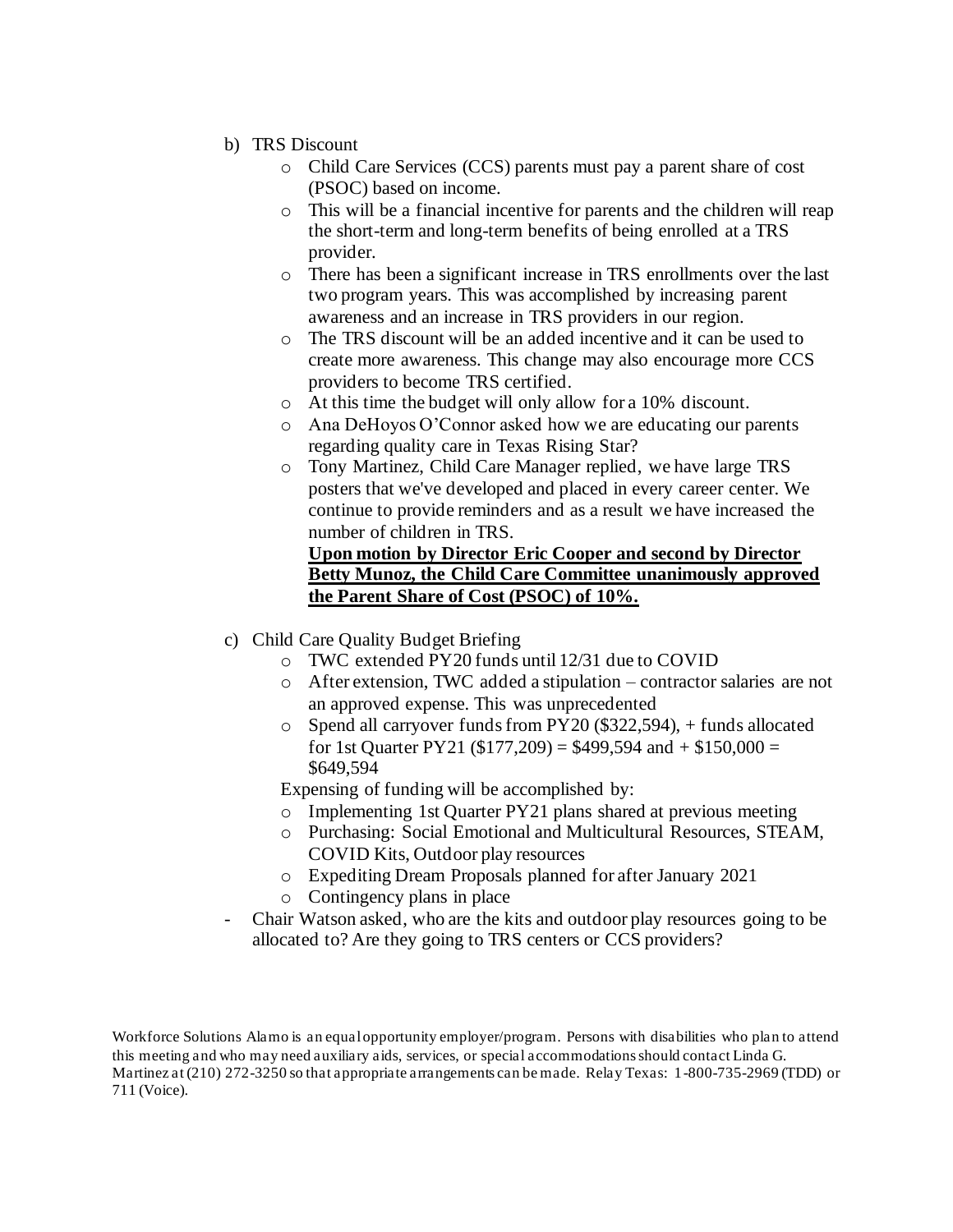b) TRS Discount
   - Child Care Services (CCS) parents must pay a parent share of cost (PSOC) based on income.
   - This will be a financial incentive for parents and the children will reap the short-term and long-term benefits of being enrolled at a TRS provider.
   - There has been a significant increase in TRS enrollments over the last two program years. This was accomplished by increasing parent awareness and an increase in TRS providers in our region.
   - The TRS discount will be an added incentive and it can be used to create more awareness. This change may also encourage more CCS providers to become TRS certified.
   - At this time the budget will only allow for a 10% discount.
   - Ana DeHoyos O'Connor asked how we are educating our parents regarding quality care in Texas Rising Star?
   - Tony Martinez, Child Care Manager replied, we have large TRS posters that we've developed and placed in every career center. We continue to provide reminders and as a result we have increased the number of children in TRS.

     **Upon motion by Director Eric Cooper and second by Director Betty Munoz, the Child Care Committee unanimously approved the Parent Share of Cost (PSOC) of 10%.**

c) Child Care Quality Budget Briefing
   - TWC extended PY20 funds until 12/31 due to COVID
   - After extension, TWC added a stipulation – contractor salaries are not an approved expense. This was unprecedented
   - Spend all carryover funds from PY20 ($322,594), + funds allocated for 1st Quarter PY21 ($177,209) = $499,594 and + $150,000 = $649,594

   Expensing of funding will be accomplished by:
   - Implementing 1st Quarter PY21 plans shared at previous meeting
   - Purchasing: Social Emotional and Multicultural Resources, STEAM, COVID Kits, Outdoor play resources
   - Expediting Dream Proposals planned for after January 2021
   - Contingency plans in place

- Chair Watson asked, who are the kits and outdoor play resources going to be allocated to? Are they going to TRS centers or CCS providers?

Workforce Solutions Alamo is an equal opportunity employer/program. Persons with disabilities who plan to attend this meeting and who may need auxiliary aids, services, or special accommodations should contact Linda G. Martinez at (210) 272-3250 so that appropriate arrangements can be made. Relay Texas: 1-800-735-2969 (TDD) or 711 (Voice).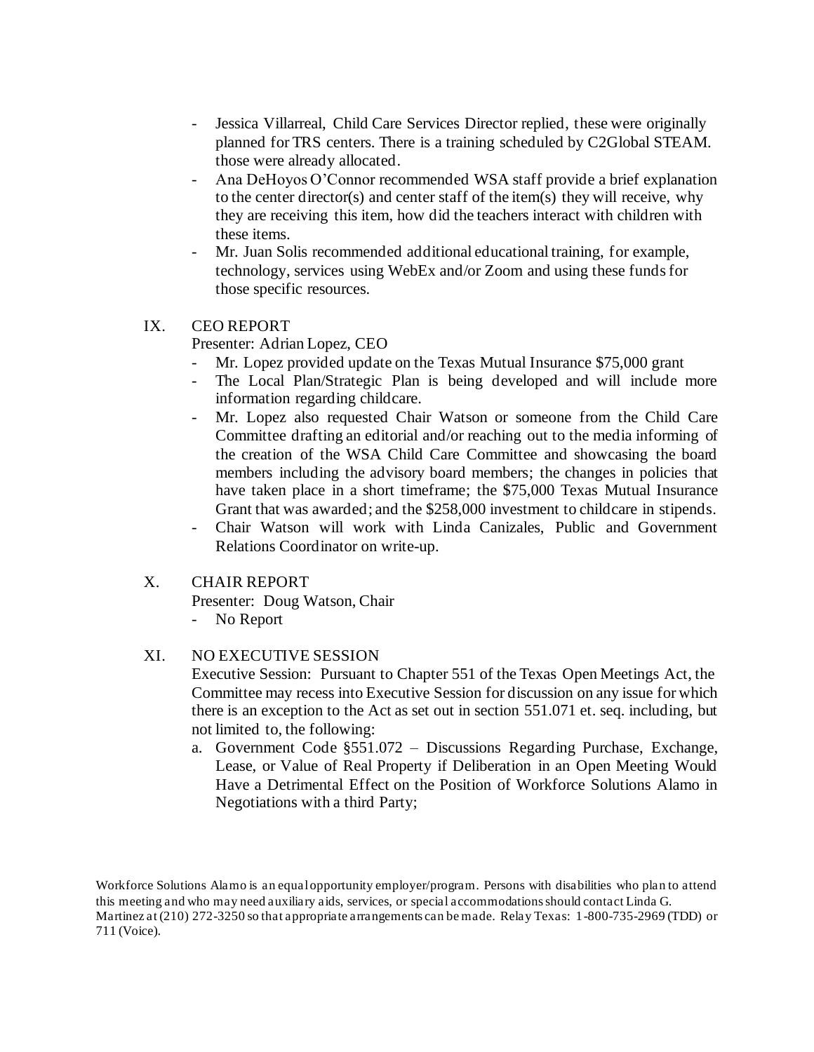- Jessica Villarreal, Child Care Services Director replied, these were originally planned for TRS centers. There is a training scheduled by C2Global STEAM. those were already allocated.
- Ana DeHoyos O'Connor recommended WSA staff provide a brief explanation to the center director(s) and center staff of the item(s) they will receive, why they are receiving this item, how did the teachers interact with children with these items.
- Mr. Juan Solis recommended additional educational training, for example, technology, services using WebEx and/or Zoom and using these funds for those specific resources.

IX. CEO REPORT

Presenter: Adrian Lopez, CEO

- Mr. Lopez provided update on the Texas Mutual Insurance $75,000 grant
- The Local Plan/Strategic Plan is being developed and will include more information regarding childcare.
- Mr. Lopez also requested Chair Watson or someone from the Child Care Committee drafting an editorial and/or reaching out to the media informing of the creation of the WSA Child Care Committee and showcasing the board members including the advisory board members; the changes in policies that have taken place in a short timeframe; the $75,000 Texas Mutual Insurance Grant that was awarded; and the $258,000 investment to childcare in stipends.
- Chair Watson will work with Linda Canizales, Public and Government Relations Coordinator on write-up.

X. CHAIR REPORT

Presenter: Doug Watson, Chair

- No Report

XI. NO EXECUTIVE SESSION

Executive Session: Pursuant to Chapter 551 of the Texas Open Meetings Act, the Committee may recess into Executive Session for discussion on any issue for which there is an exception to the Act as set out in section 551.071 et. seq. including, but not limited to, the following:

a. Government Code §551.072 – Discussions Regarding Purchase, Exchange, Lease, or Value of Real Property if Deliberation in an Open Meeting Would Have a Detrimental Effect on the Position of Workforce Solutions Alamo in Negotiations with a third Party;

Workforce Solutions Alamo is an equal opportunity employer/program. Persons with disabilities who plan to attend this meeting and who may need auxiliary aids, services, or special accommodations should contact Linda G. Martinez at (210) 272-3250 so that appropriate arrangements can be made. Relay Texas: 1-800-735-2969 (TDD) or 711 (Voice).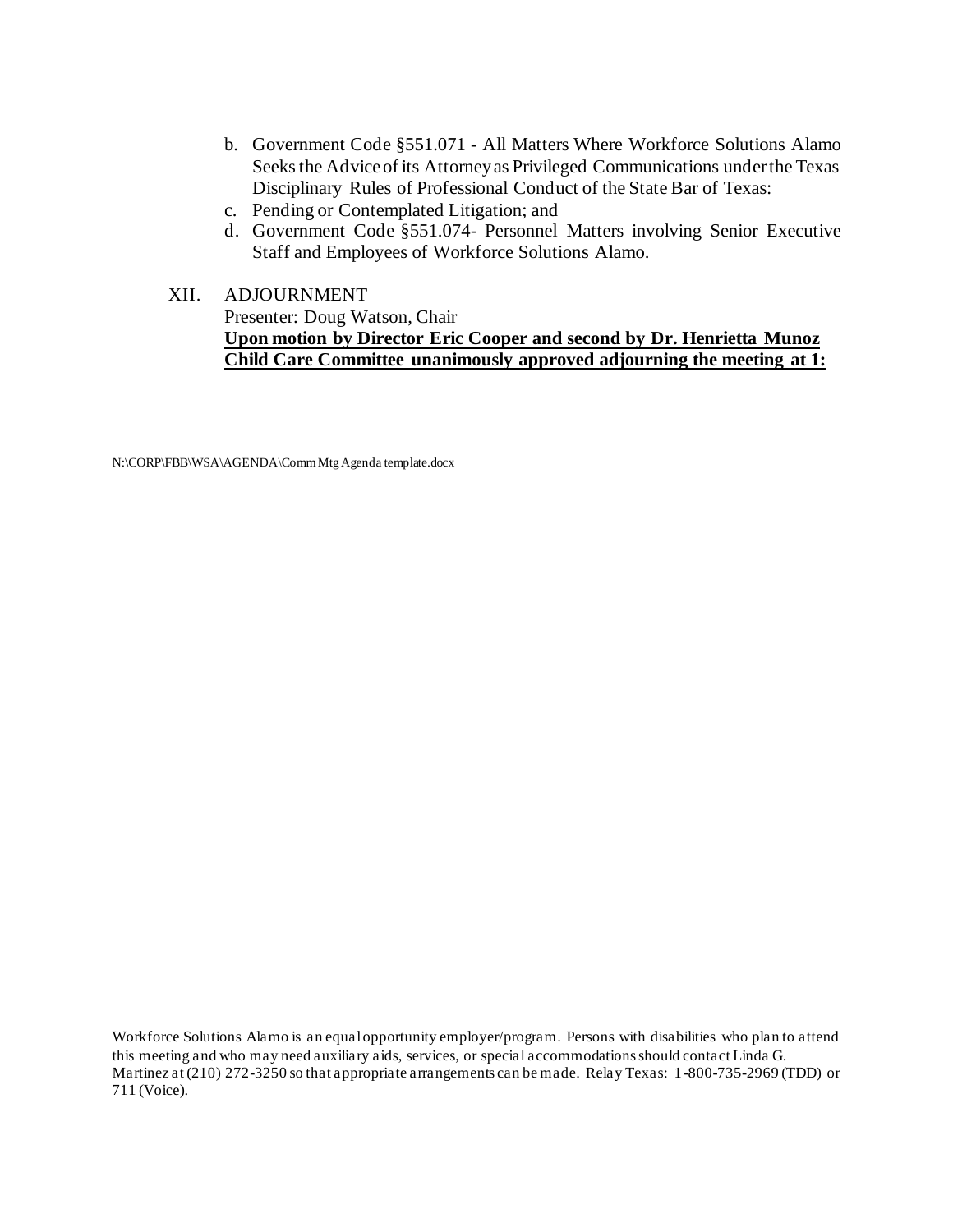b. Government Code §551.071 - All Matters Where Workforce Solutions Alamo Seeks the Advice of its Attorney as Privileged Communications under the Texas Disciplinary Rules of Professional Conduct of the State Bar of Texas:
c. Pending or Contemplated Litigation; and
d. Government Code §551.074- Personnel Matters involving Senior Executive Staff and Employees of Workforce Solutions Alamo.

XII. ADJOURNMENT

Presenter: Doug Watson, Chair

**Upon motion by Director Eric Cooper and second by Dr. Henrietta Munoz Child Care Committee unanimously approved adjourning the meeting at 1:**

N:\CORP\FBB\WSA\AGENDA\Comm Mtg Agenda template.docx

Workforce Solutions Alamo is an equal opportunity employer/program. Persons with disabilities who plan to attend this meeting and who may need auxiliary aids, services, or special accommodations should contact Linda G. Martinez at (210) 272-3250 so that appropriate arrangements can be made. Relay Texas: 1-800-735-2969 (TDD) or 711 (Voice).